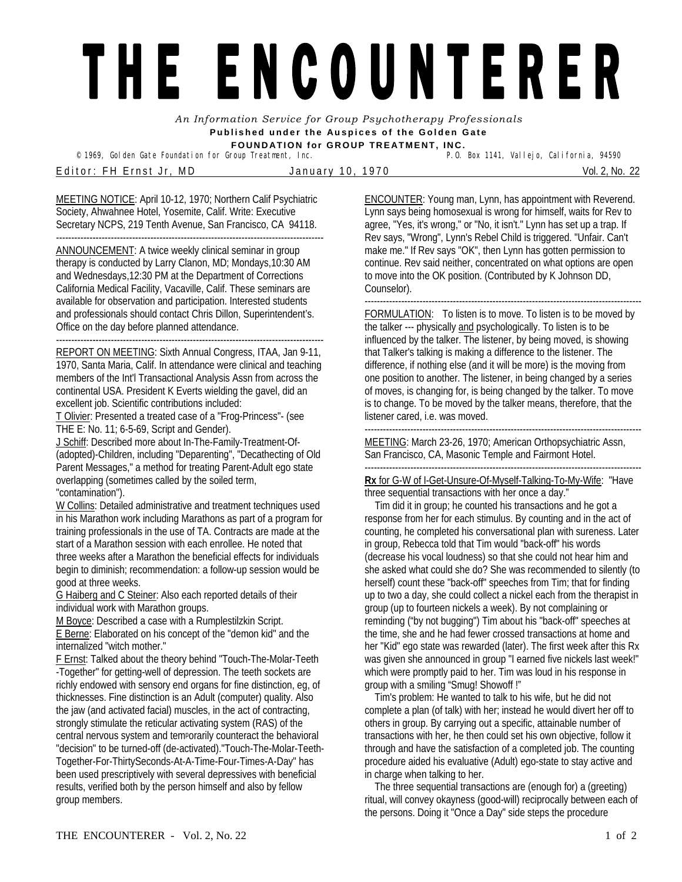# THE ENCOUNTER

*An Information Service for Group Psychotherapy Professionals*

**Published under the Auspices of the Golden Gate FOUNDATION for GROUP TREATMENT, INC.**

© 1969, Golden Gate Foundation for Group Treatment, Inc. P.O. Box 1141, Vallejo, California, 94590

Editor: FH Ernst Jr, MD — January 10, 1970 — Vol. 2, No. 22

MEETING NOTICE: April 10-12, 1970; Northern Calif Psychiatric Society, Ahwahnee Hotel, Yosemite, Calif. Write: Executive Secretary NCPS, 219 Tenth Avenue, San Francisco, CA 94118.

---

ANNOUNCEMENT: A twice weekly clinical seminar in group therapy is conducted by Larry Clanon, MD; Mondays,10:30 AM and Wednesdays,12:30 PM at the Department of Corrections California Medical Facility, Vacaville, Calif. These seminars are available for observation and participation. Interested students and professionals should contact Chris Dillon, Superintendent's. Office on the day before planned attendance.

---

REPORT ON MEETING: Sixth Annual Congress, ITAA, Jan 9-11, 1970, Santa Maria, Calif. In attendance were clinical and teaching members of the Int'l Transactional Analysis Assn from across the continental USA. President K Everts wielding the gavel, did an excellent job. Scientific contributions included:

T Olivier: Presented a treated case of a "Frog-Princess"- (see THE E: No. 11; 6-5-69, Script and Gender).

J Schiff: Described more about In-The-Family-Treatment-Of-(adopted)-Children, including "Deparenting", "Decathecting of Old Parent Messages," a method for treating Parent-Adult ego state overlapping (sometimes called by the soiled term, "contamination").

W Collins: Detailed administrative and treatment techniques used in his Marathon work including Marathons as part of a program for training professionals in the use of TA. Contracts are made at the start of a Marathon session with each enrollee. He noted that three weeks after a Marathon the beneficial effects for individuals begin to diminish; recommendation: a follow-up session would be good at three weeks.

G Haiberg and C Steiner: Also each reported details of their individual work with Marathon groups.

M Boyce: Described a case with a Rumplestilzkin Script.

E Berne: Elaborated on his concept of the "demon kid" and the internalized "witch mother."

F Ernst: Talked about the theory behind "Touch-The-Molar-Teeth -Together" for getting-well of depression. The teeth sockets are richly endowed with sensory end organs for fine distinction, eg, of thicknesses. Fine distinction is an Adult (computer) quality. Also the jaw (and activated facial) muscles, in the act of contracting, strongly stimulate the reticular activating system (RAS) of the central nervous system and temporarily counteract the behavioral "decision" to be turned-off (de-activated)."Touch-The-Molar-Teeth-Together-For-ThirtySeconds-At-A-Time-Four-Times-A-Day" has been used prescriptively with several depressives with beneficial results, verified both by the person himself and also by fellow group members.

ENCOUNTER: Young man, Lynn, has appointment with Reverend. Lynn says being homosexual is wrong for himself, waits for Rev to agree, "Yes, it's wrong," or "No, it isn't." Lynn has set up a trap. If Rev says, "Wrong", Lynn's Rebel Child is triggered. "Unfair. Can't make me." If Rev says "OK", then Lynn has gotten permission to continue. Rev said neither, concentrated on what options are open to move into the OK position. (Contributed by K Johnson DD, Counselor).

---

FORMULATION: To listen is to move. To listen is to be moved by the talker --- physically and psychologically. To listen is to be influenced by the talker. The listener, by being moved, is showing that Talker's talking is making a difference to the listener. The difference, if nothing else (and it will be more) is the moving from one position to another. The listener, in being changed by a series of moves, is changing for, is being changed by the talker. To move is to change. To be moved by the talker means, therefore, that the listener cared, i.e. was moved.

---

MEETING: March 23-26, 1970; American Orthopsychiatric Assn, San Francisco, CA, Masonic Temple and Fairmont Hotel.

---

**Rx** for G-W of I-Get-Unsure-Of-Myself-Talking-To-My-Wife: "Have three sequential transactions with her once a day."

Tim did it in group; he counted his transactions and he got a response from her for each stimulus. By counting and in the act of counting, he completed his conversational plan with sureness. Later in group, Rebecca told that Tim would "back-off" his words (decrease his vocal loudness) so that she could not hear him and she asked what could she do? She was recommended to silently (to herself) count these "back-off" speeches from Tim; that for finding up to two a day, she could collect a nickel each from the therapist in group (up to fourteen nickels a week). By not complaining or reminding ("by not bugging") Tim about his "back-off" speeches at the time, she and he had fewer crossed transactions at home and her "Kid" ego state was rewarded (later). The first week after this Rx was given she announced in group "I earned five nickels last week!" which were promptly paid to her. Tim was loud in his response in group with a smiling "Smug! Showoff !"

Tim's problem: He wanted to talk to his wife, but he did not complete a plan (of talk) with her; instead he would divert her off to others in group. By carrying out a specific, attainable number of transactions with her, he then could set his own objective, follow it through and have the satisfaction of a completed job. The counting procedure aided his evaluative (Adult) ego-state to stay active and in charge when talking to her.

The three sequential transactions are (enough for) a (greeting) ritual, will convey okayness (good-will) reciprocally between each of the persons. Doing it "Once a Day" side steps the procedure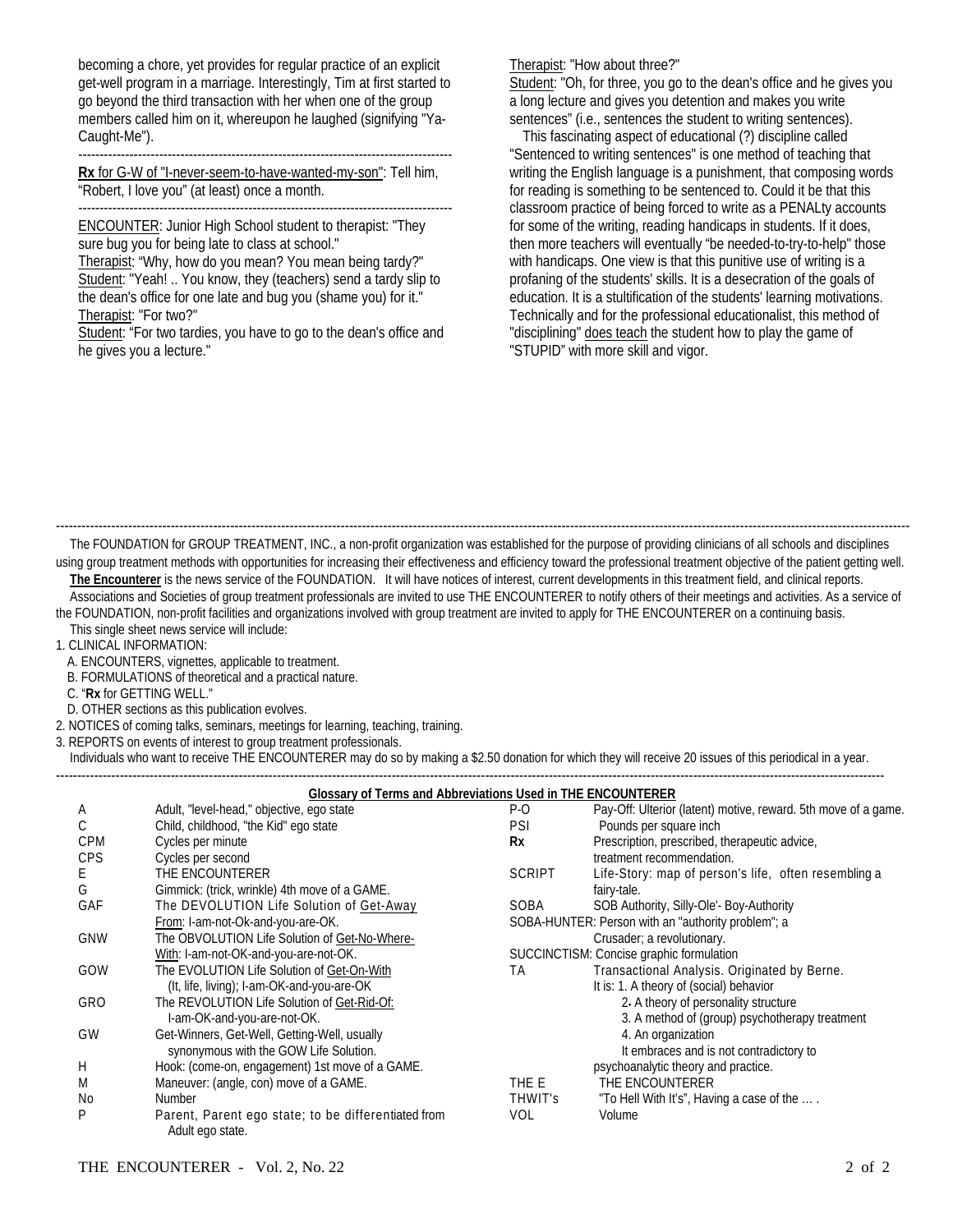becoming a chore, yet provides for regular practice of an explicit get-well program in a marriage. Interestingly, Tim at first started to go beyond the third transaction with her when one of the group members called him on it, whereupon he laughed (signifying "Ya-Caught-Me").

---

**Rx** for G-W of "I-never-seem-to-have-wanted-my-son": Tell him, "Robert, I love you" (at least) once a month.

---

ENCOUNTER: Junior High School student to therapist: "They sure bug you for being late to class at school."
Therapist: "Why, how do you mean? You mean being tardy?"
Student: "Yeah! .. You know, they (teachers) send a tardy slip to the dean's office for one late and bug you (shame you) for it."
Therapist: "For two?"
Student: "For two tardies, you have to go to the dean's office and he gives you a lecture."
Therapist: "How about three?"
Student: "Oh, for three, you go to the dean's office and he gives you a long lecture and gives you detention and makes you write sentences" (i.e., sentences the student to writing sentences).

This fascinating aspect of educational (?) discipline called "Sentenced to writing sentences" is one method of teaching that writing the English language is a punishment, that composing words for reading is something to be sentenced to. Could it be that this classroom practice of being forced to write as a PENALty accounts for some of the writing, reading handicaps in students. If it does, then more teachers will eventually "be needed-to-try-to-help" those with handicaps. One view is that this punitive use of writing is a profaning of the students' skills. It is a desecration of the goals of education. It is a stultification of the students' learning motivations. Technically and for the professional educationalist, this method of "disciplining" does teach the student how to play the game of "STUPID" with more skill and vigor.

---

The FOUNDATION for GROUP TREATMENT, INC., a non-profit organization was established for the purpose of providing clinicians of all schools and disciplines using group treatment methods with opportunities for increasing their effectiveness and efficiency toward the professional treatment objective of the patient getting well.

**The Encounterer** is the news service of the FOUNDATION. It will have notices of interest, current developments in this treatment field, and clinical reports.

Associations and Societies of group treatment professionals are invited to use THE ENCOUNTERER to notify others of their meetings and activities. As a service of the FOUNDATION, non-profit facilities and organizations involved with group treatment are invited to apply for THE ENCOUNTERER on a continuing basis.

This single sheet news service will include:

1. CLINICAL INFORMATION:
   A. ENCOUNTERS, vignettes, applicable to treatment.
   B. FORMULATIONS of theoretical and a practical nature.
   C. "**Rx** for GETTING WELL."
   D. OTHER sections as this publication evolves.
2. NOTICES of coming talks, seminars, meetings for learning, teaching, training.
3. REPORTS on events of interest to group treatment professionals.

Individuals who want to receive THE ENCOUNTERER may do so by making a $2.50 donation for which they will receive 20 issues of this periodical in a year.

---

**Glossary of Terms and Abbreviations Used in THE ENCOUNTERER**

| | | | |
|---|---|---|---|
| A | Adult, "level-head," objective, ego state | P-O | Pay-Off: Ulterior (latent) motive, reward. 5th move of a game. |
| C | Child, childhood, "the Kid" ego state | PSI | Pounds per square inch |
| CPM | Cycles per minute | **Rx** | Prescription, prescribed, therapeutic advice, treatment recommendation. |
| CPS | Cycles per second | | |
| E | THE ENCOUNTERER | SCRIPT | Life-Story: map of person's life, often resembling a fairy-tale. |
| G | Gimmick: (trick, wrinkle) 4th move of a GAME. | | |
| GAF | The DEVOLUTION Life Solution of Get-Away From: I-am-not-Ok-and-you-are-OK. | SOBA | SOB Authority, Silly-Ole'- Boy-Authority |
| | | SOBA-HUNTER: | Person with an "authority problem"; a Crusader; a revolutionary. |
| GNW | The OBVOLUTION Life Solution of Get-No-Where-With: I-am-not-OK-and-you-are-not-OK. | SUCCINCTISM: | Concise graphic formulation |
| GOW | The EVOLUTION Life Solution of Get-On-With (It, life, living); I-am-OK-and-you-are-OK | TA | Transactional Analysis. Originated by Berne. It is: 1. A theory of (social) behavior 2. A theory of personality structure 3. A method of (group) psychotherapy treatment 4. An organization. It embraces and is not contradictory to psychoanalytic theory and practice. |
| GRO | The REVOLUTION Life Solution of Get-Rid-Of: I-am-OK-and-you-are-not-OK. | | |
| GW | Get-Winners, Get-Well, Getting-Well, usually synonymous with the GOW Life Solution. | | |
| H | Hook: (come-on, engagement) 1st move of a GAME. | | |
| M | Maneuver: (angle, con) move of a GAME. | THE E | THE ENCOUNTERER |
| No | Number | THWIT's | "To Hell With It's", Having a case of the … . |
| P | Parent, Parent ego state; to be differentiated from Adult ego state. | VOL | Volume |